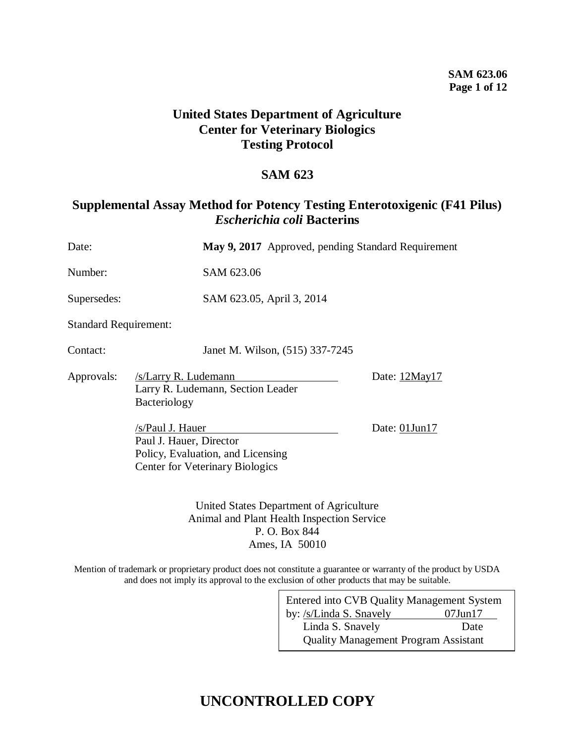**United States Department of Agriculture**
**Center for Veterinary Biologics**
**Testing Protocol**

# SAM 623

## Supplemental Assay Method for Potency Testing Enterotoxigenic (F41 Pilus) *Escherichia coli* Bacterins

Date: **May 9, 2017** Approved, pending Standard Requirement

Number: SAM 623.06

Supersedes: SAM 623.05, April 3, 2014

Standard Requirement:

Contact: Janet M. Wilson, (515) 337-7245

Approvals: /s/Larry R. Ludemann Date: 12May17
Larry R. Ludemann, Section Leader
Bacteriology

/s/Paul J. Hauer Date: 01Jun17
Paul J. Hauer, Director
Policy, Evaluation, and Licensing
Center for Veterinary Biologics

United States Department of Agriculture
Animal and Plant Health Inspection Service
P. O. Box 844
Ames, IA 50010

Mention of trademark or proprietary product does not constitute a guarantee or warranty of the product by USDA and does not imply its approval to the exclusion of other products that may be suitable.

Entered into CVB Quality Management System by: /s/Linda S. Snavely 07Jun17
Linda S. Snavely Date
Quality Management Program Assistant

**UNCONTROLLED COPY**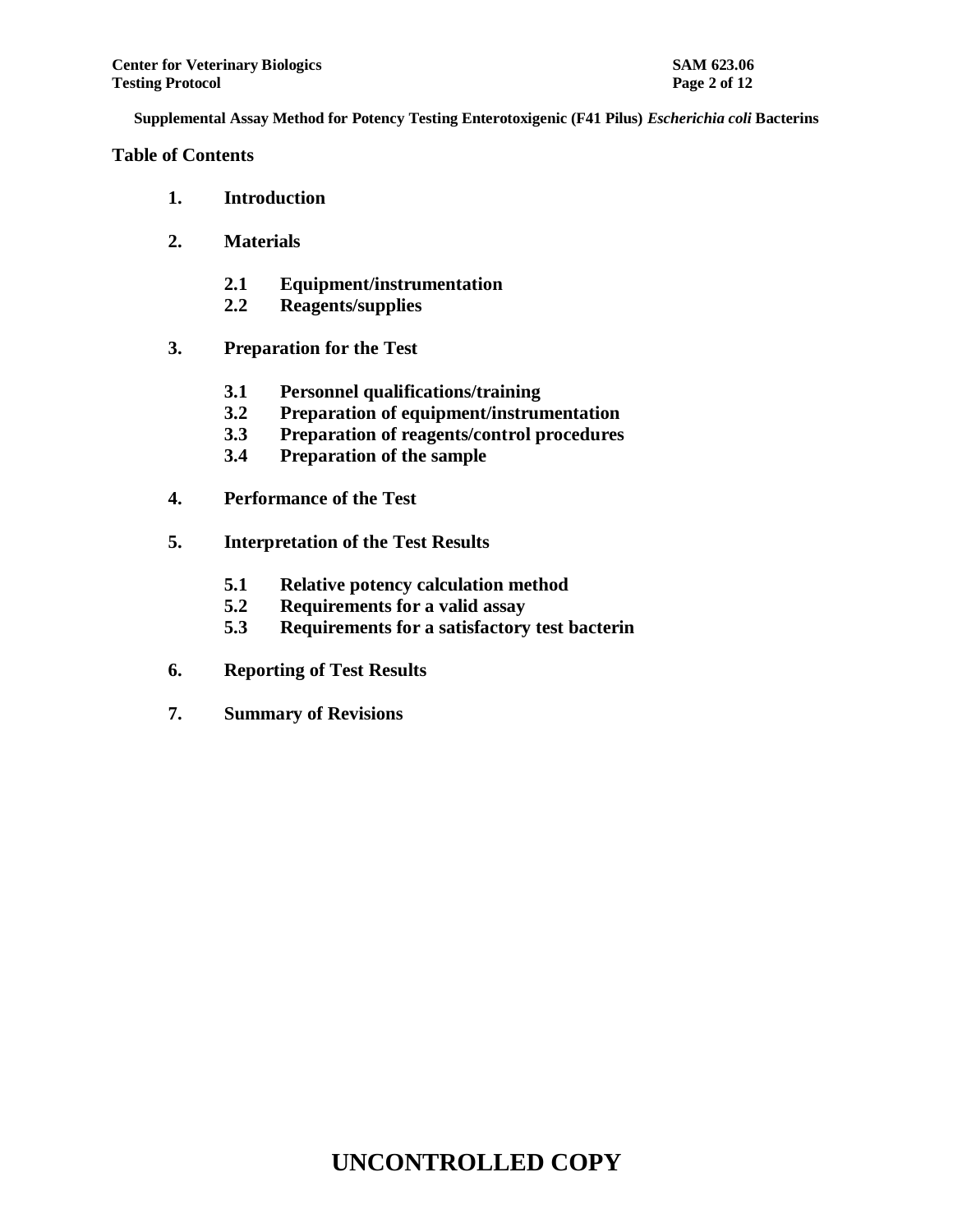**Supplemental Assay Method for Potency Testing Enterotoxigenic (F41 Pilus) *Escherichia coli* Bacterins**

## Table of Contents

1. **Introduction**
2. **Materials**
   - **2.1 Equipment/instrumentation**
   - **2.2 Reagents/supplies**
3. **Preparation for the Test**
   - **3.1 Personnel qualifications/training**
   - **3.2 Preparation of equipment/instrumentation**
   - **3.3 Preparation of reagents/control procedures**
   - **3.4 Preparation of the sample**
4. **Performance of the Test**
5. **Interpretation of the Test Results**
   - **5.1 Relative potency calculation method**
   - **5.2 Requirements for a valid assay**
   - **5.3 Requirements for a satisfactory test bacterin**
6. **Reporting of Test Results**
7. **Summary of Revisions**

**UNCONTROLLED COPY**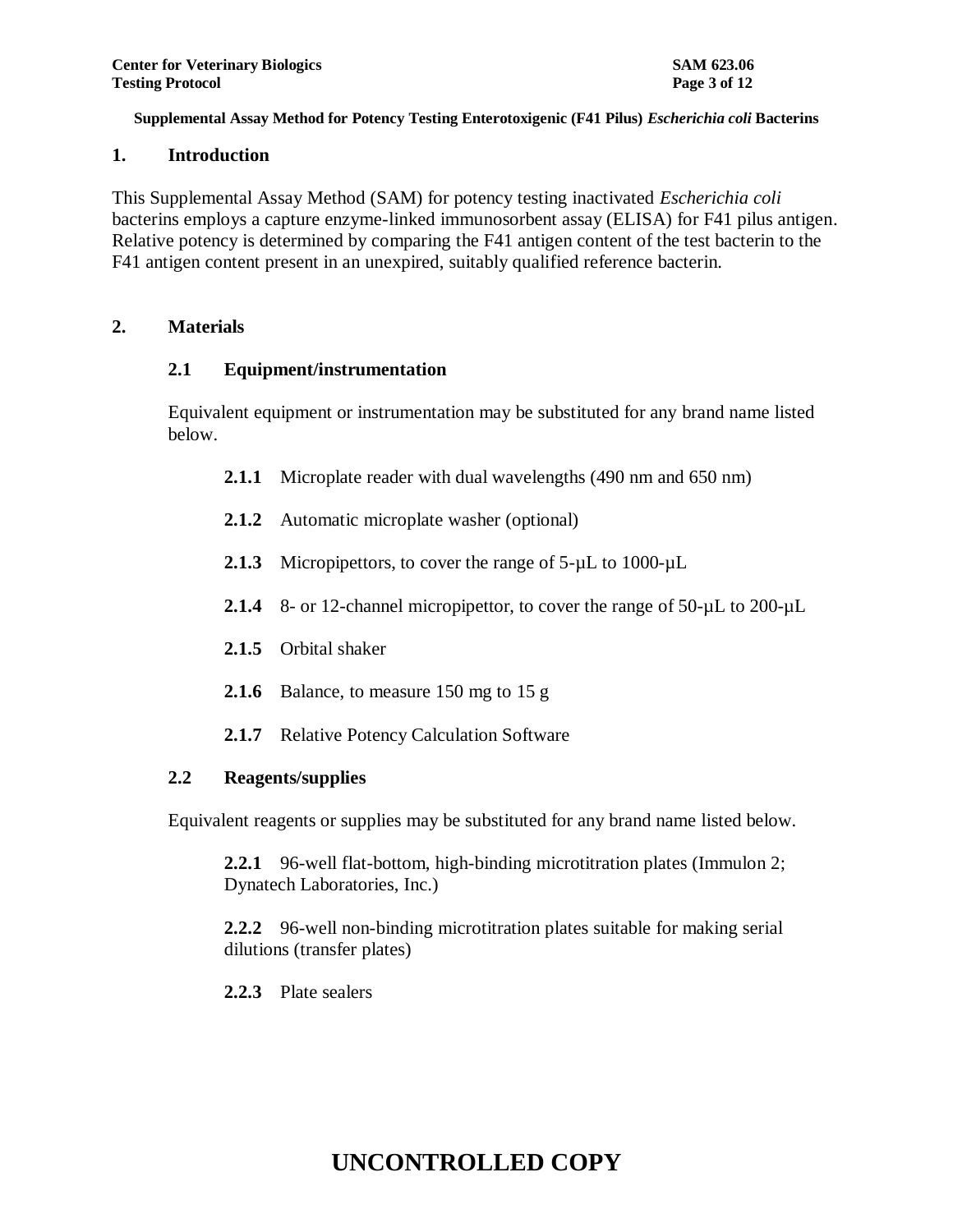**Supplemental Assay Method for Potency Testing Enterotoxigenic (F41 Pilus) *Escherichia coli* Bacterins**

## 1. Introduction

This Supplemental Assay Method (SAM) for potency testing inactivated *Escherichia coli* bacterins employs a capture enzyme-linked immunosorbent assay (ELISA) for F41 pilus antigen. Relative potency is determined by comparing the F41 antigen content of the test bacterin to the F41 antigen content present in an unexpired, suitably qualified reference bacterin.

## 2. Materials

### 2.1 Equipment/instrumentation

Equivalent equipment or instrumentation may be substituted for any brand name listed below.

**2.1.1** Microplate reader with dual wavelengths (490 nm and 650 nm)

**2.1.2** Automatic microplate washer (optional)

**2.1.3** Micropipettors, to cover the range of 5-µL to 1000-µL

**2.1.4** 8- or 12-channel micropipettor, to cover the range of 50-µL to 200-µL

**2.1.5** Orbital shaker

**2.1.6** Balance, to measure 150 mg to 15 g

**2.1.7** Relative Potency Calculation Software

### 2.2 Reagents/supplies

Equivalent reagents or supplies may be substituted for any brand name listed below.

**2.2.1** 96-well flat-bottom, high-binding microtitration plates (Immulon 2; Dynatech Laboratories, Inc.)

**2.2.2** 96-well non-binding microtitration plates suitable for making serial dilutions (transfer plates)

**2.2.3** Plate sealers

UNCONTROLLED COPY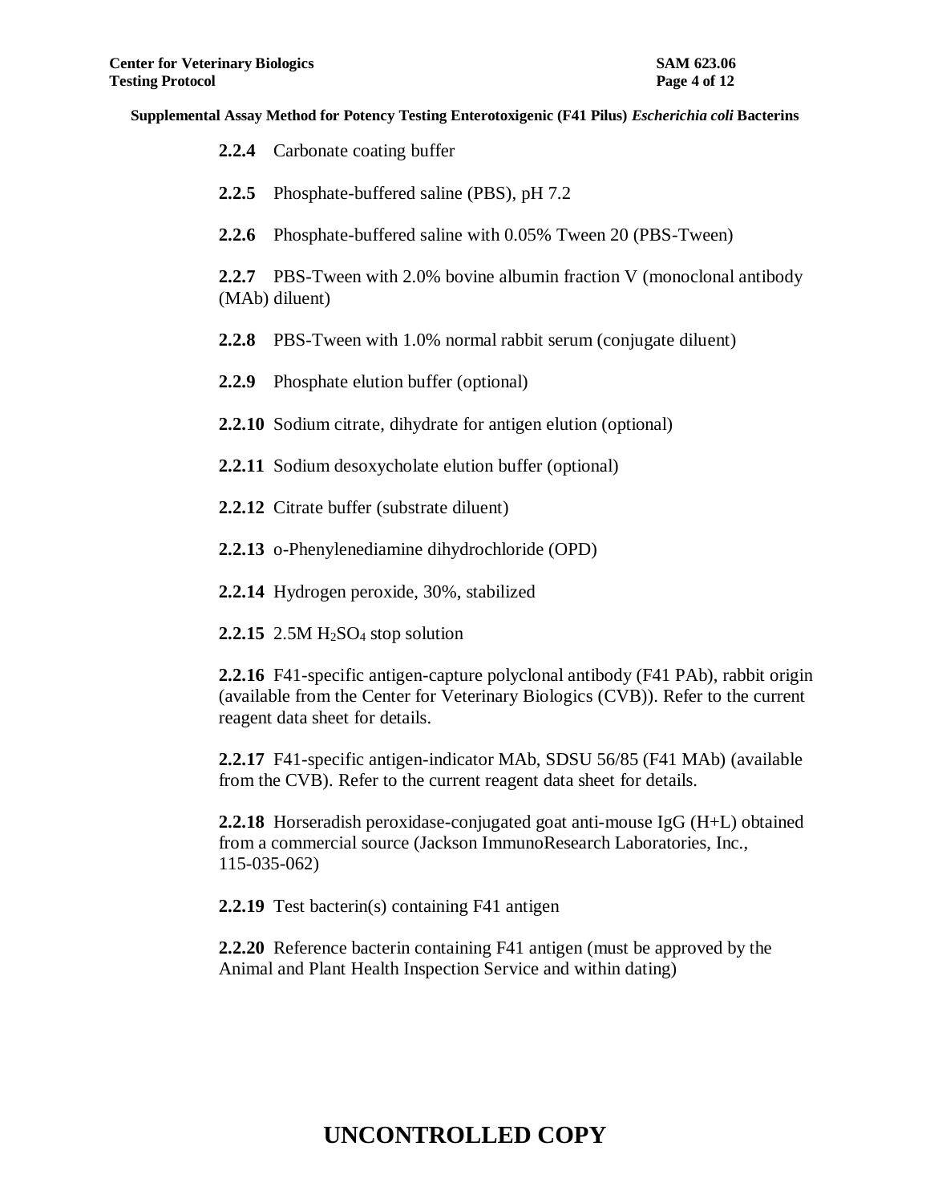**2.2.4** Carbonate coating buffer

**2.2.5** Phosphate-buffered saline (PBS), pH 7.2

**2.2.6** Phosphate-buffered saline with 0.05% Tween 20 (PBS-Tween)

**2.2.7** PBS-Tween with 2.0% bovine albumin fraction V (monoclonal antibody (MAb) diluent)

**2.2.8** PBS-Tween with 1.0% normal rabbit serum (conjugate diluent)

**2.2.9** Phosphate elution buffer (optional)

**2.2.10** Sodium citrate, dihydrate for antigen elution (optional)

**2.2.11** Sodium desoxycholate elution buffer (optional)

**2.2.12** Citrate buffer (substrate diluent)

**2.2.13** o-Phenylenediamine dihydrochloride (OPD)

**2.2.14** Hydrogen peroxide, 30%, stabilized

**2.2.15** 2.5M $H_2SO_4$ stop solution

**2.2.16** F41-specific antigen-capture polyclonal antibody (F41 PAb), rabbit origin (available from the Center for Veterinary Biologics (CVB)). Refer to the current reagent data sheet for details.

**2.2.17** F41-specific antigen-indicator MAb, SDSU 56/85 (F41 MAb) (available from the CVB). Refer to the current reagent data sheet for details.

**2.2.18** Horseradish peroxidase-conjugated goat anti-mouse IgG (H+L) obtained from a commercial source (Jackson ImmunoResearch Laboratories, Inc., 115-035-062)

**2.2.19** Test bacterin(s) containing F41 antigen

**2.2.20** Reference bacterin containing F41 antigen (must be approved by the Animal and Plant Health Inspection Service and within dating)

# UNCONTROLLED COPY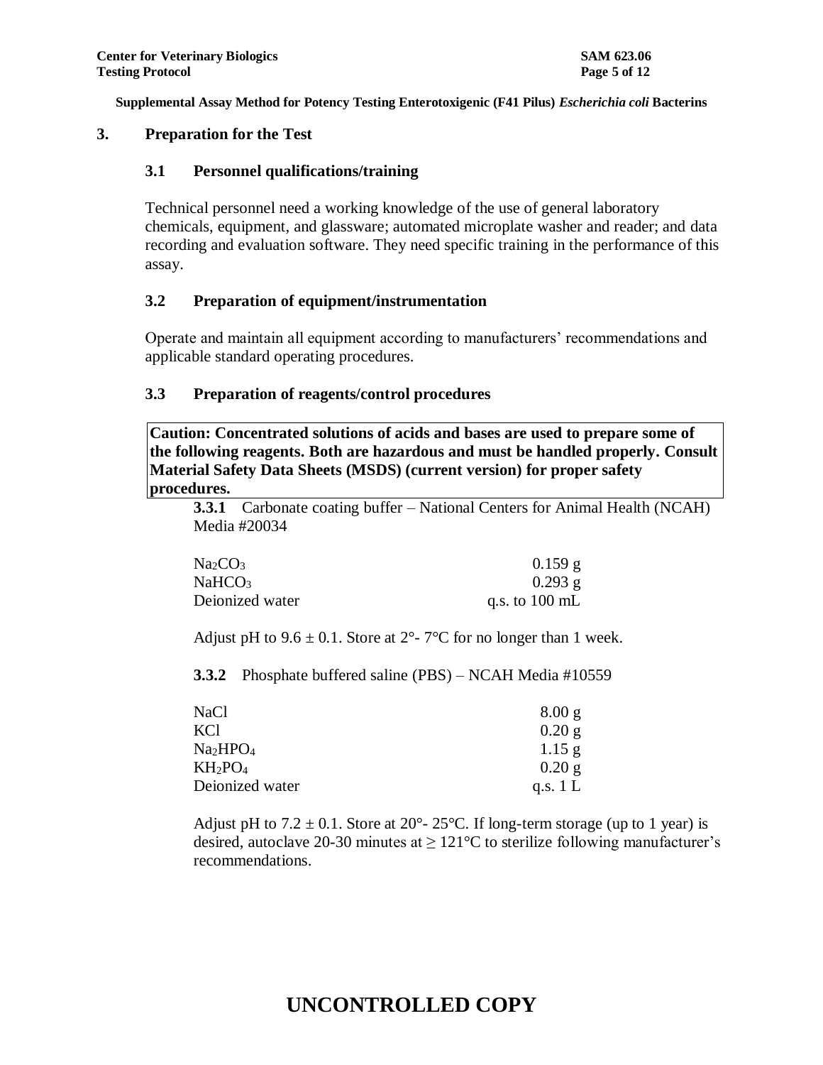## 3. Preparation for the Test

### 3.1 Personnel qualifications/training

Technical personnel need a working knowledge of the use of general laboratory chemicals, equipment, and glassware; automated microplate washer and reader; and data recording and evaluation software. They need specific training in the performance of this assay.

### 3.2 Preparation of equipment/instrumentation

Operate and maintain all equipment according to manufacturers' recommendations and applicable standard operating procedures.

### 3.3 Preparation of reagents/control procedures

**Caution: Concentrated solutions of acids and bases are used to prepare some of the following reagents. Both are hazardous and must be handled properly. Consult Material Safety Data Sheets (MSDS) (current version) for proper safety procedures.**

**3.3.1** Carbonate coating buffer – National Centers for Animal Health (NCAH) Media #20034

| | |
|---|---|
| $Na_2CO_3$ | 0.159 g |
| $NaHCO_3$ | 0.293 g |
| Deionized water | q.s. to 100 mL |

Adjust pH to 9.6 ± 0.1. Store at 2°- 7°C for no longer than 1 week.

**3.3.2** Phosphate buffered saline (PBS) – NCAH Media #10559

| | |
|---|---|
| NaCl | 8.00 g |
| KCl | 0.20 g |
| $Na_2HPO_4$ | 1.15 g |
| $KH_2PO_4$ | 0.20 g |
| Deionized water | q.s. 1 L |

Adjust pH to 7.2 ± 0.1. Store at 20°- 25°C. If long-term storage (up to 1 year) is desired, autoclave 20-30 minutes at ≥ 121°C to sterilize following manufacturer's recommendations.

UNCONTROLLED COPY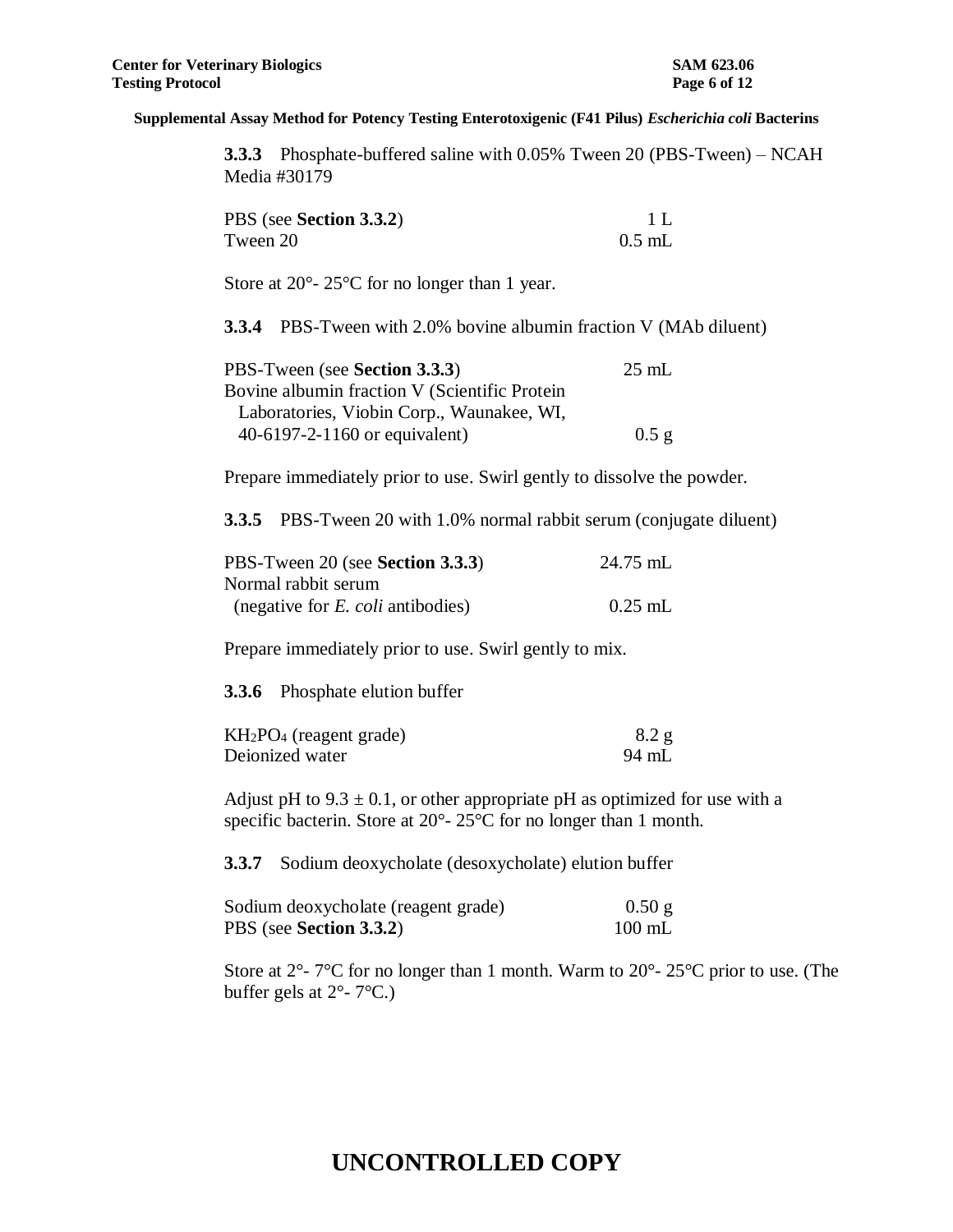**3.3.3** Phosphate-buffered saline with 0.05% Tween 20 (PBS-Tween) – NCAH Media #30179

| | |
|---|---|
| PBS (see **Section 3.3.2**) | 1 L |
| Tween 20 | 0.5 mL |

Store at 20°- 25°C for no longer than 1 year.

**3.3.4** PBS-Tween with 2.0% bovine albumin fraction V (MAb diluent)

| | |
|---|---|
| PBS-Tween (see **Section 3.3.3**) | 25 mL |
| Bovine albumin fraction V (Scientific Protein Laboratories, Viobin Corp., Waunakee, WI, 40-6197-2-1160 or equivalent) | 0.5 g |

Prepare immediately prior to use. Swirl gently to dissolve the powder.

**3.3.5** PBS-Tween 20 with 1.0% normal rabbit serum (conjugate diluent)

| | |
|---|---|
| PBS-Tween 20 (see **Section 3.3.3**) | 24.75 mL |
| Normal rabbit serum (negative for *E. coli* antibodies) | 0.25 mL |

Prepare immediately prior to use. Swirl gently to mix.

**3.3.6** Phosphate elution buffer

| | |
|---|---|
| $KH_2PO_4$ (reagent grade) | 8.2 g |
| Deionized water | 94 mL |

Adjust pH to 9.3 ± 0.1, or other appropriate pH as optimized for use with a specific bacterin. Store at 20°- 25°C for no longer than 1 month.

**3.3.7** Sodium deoxycholate (desoxycholate) elution buffer

| | |
|---|---|
| Sodium deoxycholate (reagent grade) | 0.50 g |
| PBS (see **Section 3.3.2**) | 100 mL |

Store at 2°- 7°C for no longer than 1 month. Warm to 20°- 25°C prior to use. (The buffer gels at 2°- 7°C.)

**UNCONTROLLED COPY**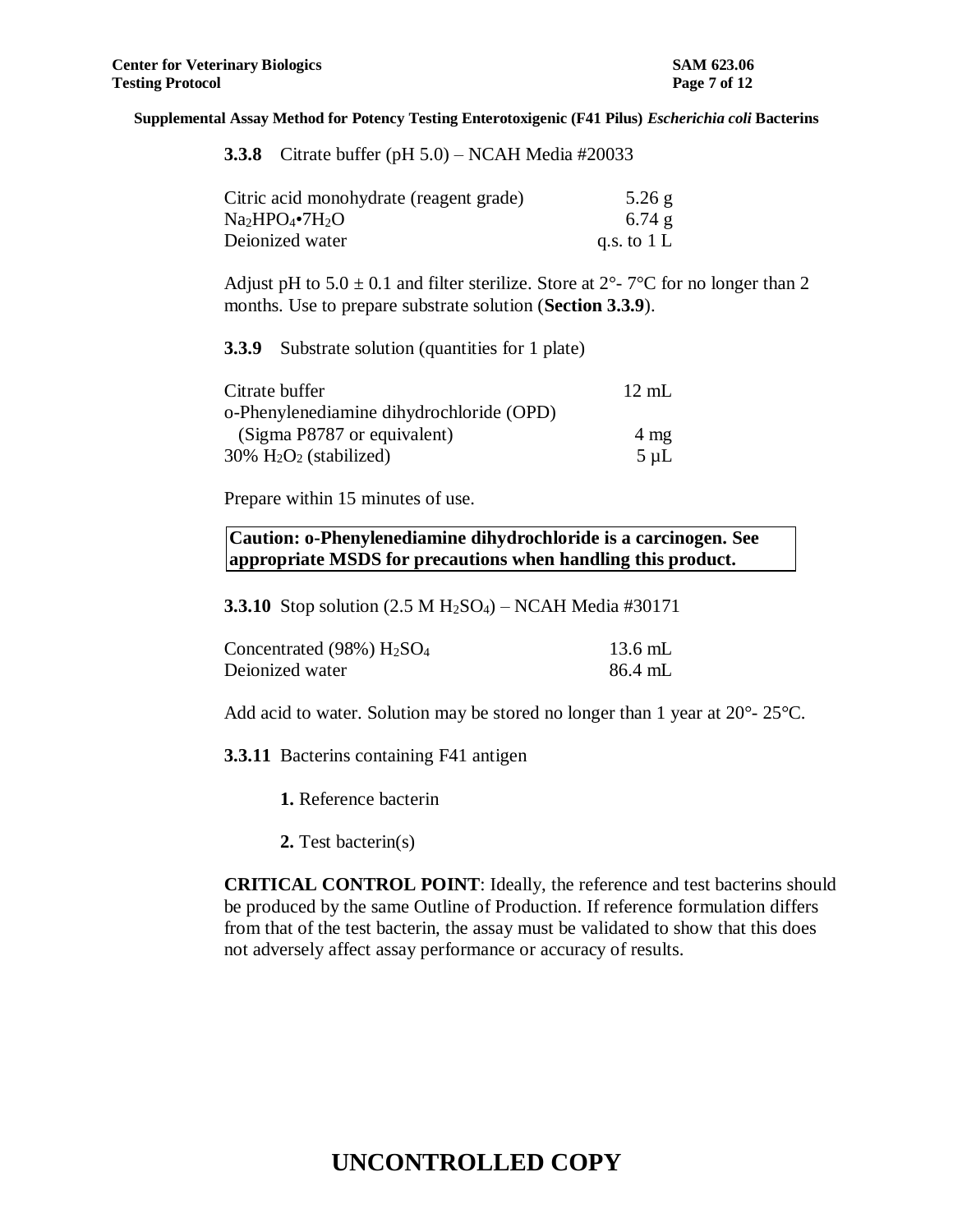**3.3.8** Citrate buffer (pH 5.0) – NCAH Media #20033

| | |
|---|---|
| Citric acid monohydrate (reagent grade) | 5.26 g |
| $Na_2HPO_4 \cdot 7H_2O$ | 6.74 g |
| Deionized water | q.s. to 1 L |

Adjust pH to 5.0 ± 0.1 and filter sterilize. Store at 2°- 7°C for no longer than 2 months. Use to prepare substrate solution (**Section 3.3.9**).

**3.3.9** Substrate solution (quantities for 1 plate)

| | |
|---|---|
| Citrate buffer | 12 mL |
| o-Phenylenediamine dihydrochloride (OPD) (Sigma P8787 or equivalent) | 4 mg |
| 30% $H_2O_2$ (stabilized) | 5 µL |

Prepare within 15 minutes of use.

**Caution: o-Phenylenediamine dihydrochloride is a carcinogen. See appropriate MSDS for precautions when handling this product.**

**3.3.10** Stop solution (2.5 M $H_2SO_4$) – NCAH Media #30171

| | |
|---|---|
| Concentrated (98%) $H_2SO_4$ | 13.6 mL |
| Deionized water | 86.4 mL |

Add acid to water. Solution may be stored no longer than 1 year at 20°- 25°C.

**3.3.11** Bacterins containing F41 antigen

**1.** Reference bacterin

**2.** Test bacterin(s)

**CRITICAL CONTROL POINT**: Ideally, the reference and test bacterins should be produced by the same Outline of Production. If reference formulation differs from that of the test bacterin, the assay must be validated to show that this does not adversely affect assay performance or accuracy of results.

**UNCONTROLLED COPY**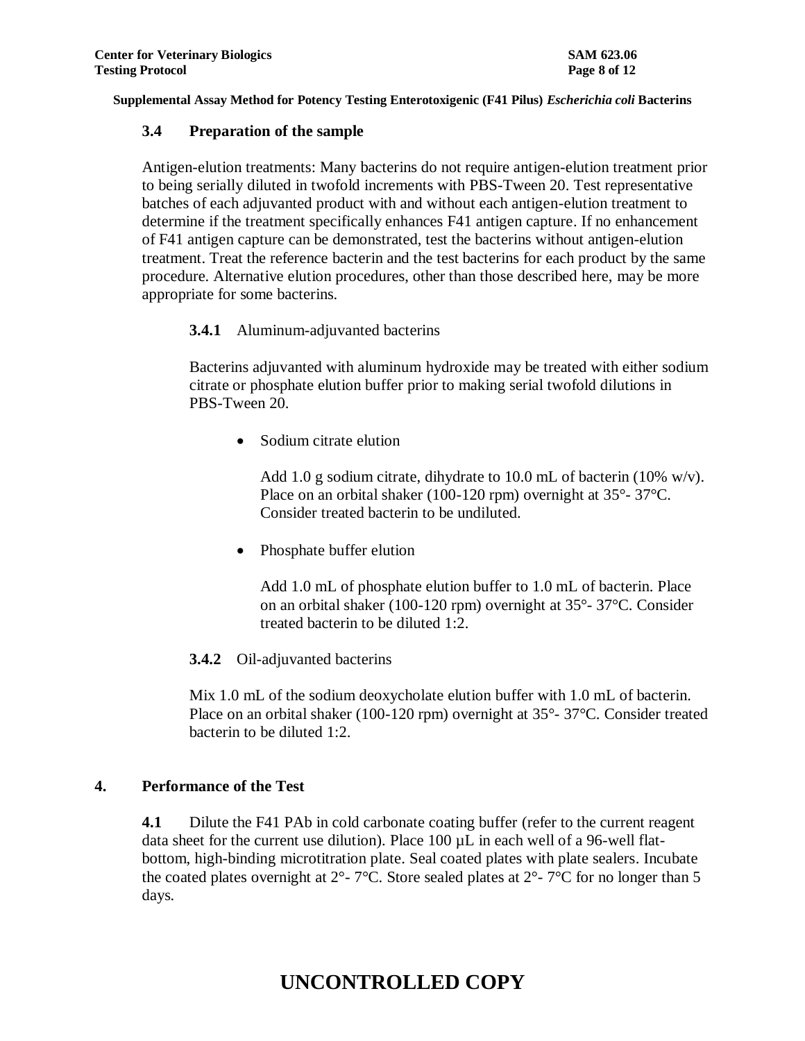### 3.4 Preparation of the sample

Antigen-elution treatments: Many bacterins do not require antigen-elution treatment prior to being serially diluted in twofold increments with PBS-Tween 20. Test representative batches of each adjuvanted product with and without each antigen-elution treatment to determine if the treatment specifically enhances F41 antigen capture. If no enhancement of F41 antigen capture can be demonstrated, test the bacterins without antigen-elution treatment. Treat the reference bacterin and the test bacterins for each product by the same procedure. Alternative elution procedures, other than those described here, may be more appropriate for some bacterins.

**3.4.1** Aluminum-adjuvanted bacterins

Bacterins adjuvanted with aluminum hydroxide may be treated with either sodium citrate or phosphate elution buffer prior to making serial twofold dilutions in PBS-Tween 20.

- Sodium citrate elution

  Add 1.0 g sodium citrate, dihydrate to 10.0 mL of bacterin (10% w/v). Place on an orbital shaker (100-120 rpm) overnight at 35°- 37°C. Consider treated bacterin to be undiluted.

- Phosphate buffer elution

  Add 1.0 mL of phosphate elution buffer to 1.0 mL of bacterin. Place on an orbital shaker (100-120 rpm) overnight at 35°- 37°C. Consider treated bacterin to be diluted 1:2.

**3.4.2** Oil-adjuvanted bacterins

Mix 1.0 mL of the sodium deoxycholate elution buffer with 1.0 mL of bacterin. Place on an orbital shaker (100-120 rpm) overnight at 35°- 37°C. Consider treated bacterin to be diluted 1:2.

## 4. Performance of the Test

**4.1** Dilute the F41 PAb in cold carbonate coating buffer (refer to the current reagent data sheet for the current use dilution). Place 100 µL in each well of a 96-well flat-bottom, high-binding microtitration plate. Seal coated plates with plate sealers. Incubate the coated plates overnight at 2°- 7°C. Store sealed plates at 2°- 7°C for no longer than 5 days.

UNCONTROLLED COPY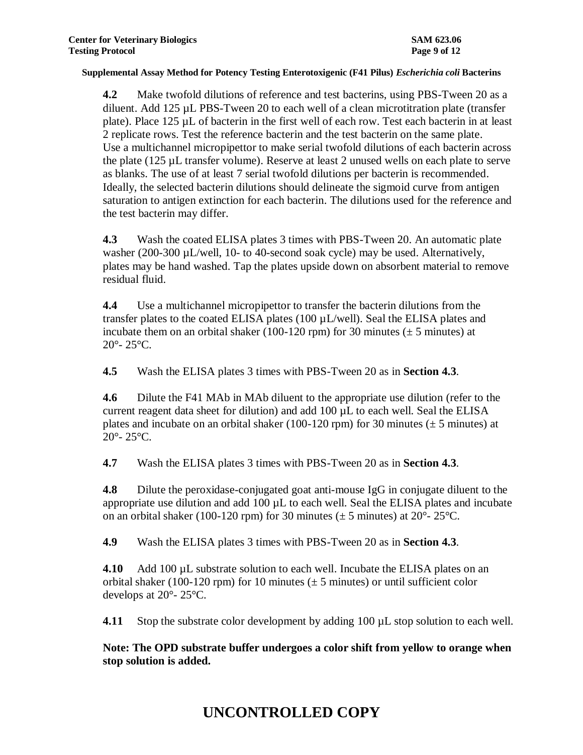**4.2** Make twofold dilutions of reference and test bacterins, using PBS-Tween 20 as a diluent. Add 125 µL PBS-Tween 20 to each well of a clean microtitration plate (transfer plate). Place 125 µL of bacterin in the first well of each row. Test each bacterin in at least 2 replicate rows. Test the reference bacterin and the test bacterin on the same plate. Use a multichannel micropipettor to make serial twofold dilutions of each bacterin across the plate (125 µL transfer volume). Reserve at least 2 unused wells on each plate to serve as blanks. The use of at least 7 serial twofold dilutions per bacterin is recommended. Ideally, the selected bacterin dilutions should delineate the sigmoid curve from antigen saturation to antigen extinction for each bacterin. The dilutions used for the reference and the test bacterin may differ.

**4.3** Wash the coated ELISA plates 3 times with PBS-Tween 20. An automatic plate washer (200-300 µL/well, 10- to 40-second soak cycle) may be used. Alternatively, plates may be hand washed. Tap the plates upside down on absorbent material to remove residual fluid.

**4.4** Use a multichannel micropipettor to transfer the bacterin dilutions from the transfer plates to the coated ELISA plates (100 µL/well). Seal the ELISA plates and incubate them on an orbital shaker (100-120 rpm) for 30 minutes (± 5 minutes) at 20°- 25°C.

**4.5** Wash the ELISA plates 3 times with PBS-Tween 20 as in **Section 4.3**.

**4.6** Dilute the F41 MAb in MAb diluent to the appropriate use dilution (refer to the current reagent data sheet for dilution) and add 100 µL to each well. Seal the ELISA plates and incubate on an orbital shaker (100-120 rpm) for 30 minutes (± 5 minutes) at 20°- 25°C.

**4.7** Wash the ELISA plates 3 times with PBS-Tween 20 as in **Section 4.3**.

**4.8** Dilute the peroxidase-conjugated goat anti-mouse IgG in conjugate diluent to the appropriate use dilution and add 100 µL to each well. Seal the ELISA plates and incubate on an orbital shaker (100-120 rpm) for 30 minutes (± 5 minutes) at 20°- 25°C.

**4.9** Wash the ELISA plates 3 times with PBS-Tween 20 as in **Section 4.3**.

**4.10** Add 100 µL substrate solution to each well. Incubate the ELISA plates on an orbital shaker (100-120 rpm) for 10 minutes (± 5 minutes) or until sufficient color develops at 20°- 25°C.

**4.11** Stop the substrate color development by adding 100 µL stop solution to each well.

**Note: The OPD substrate buffer undergoes a color shift from yellow to orange when stop solution is added.**

# UNCONTROLLED COPY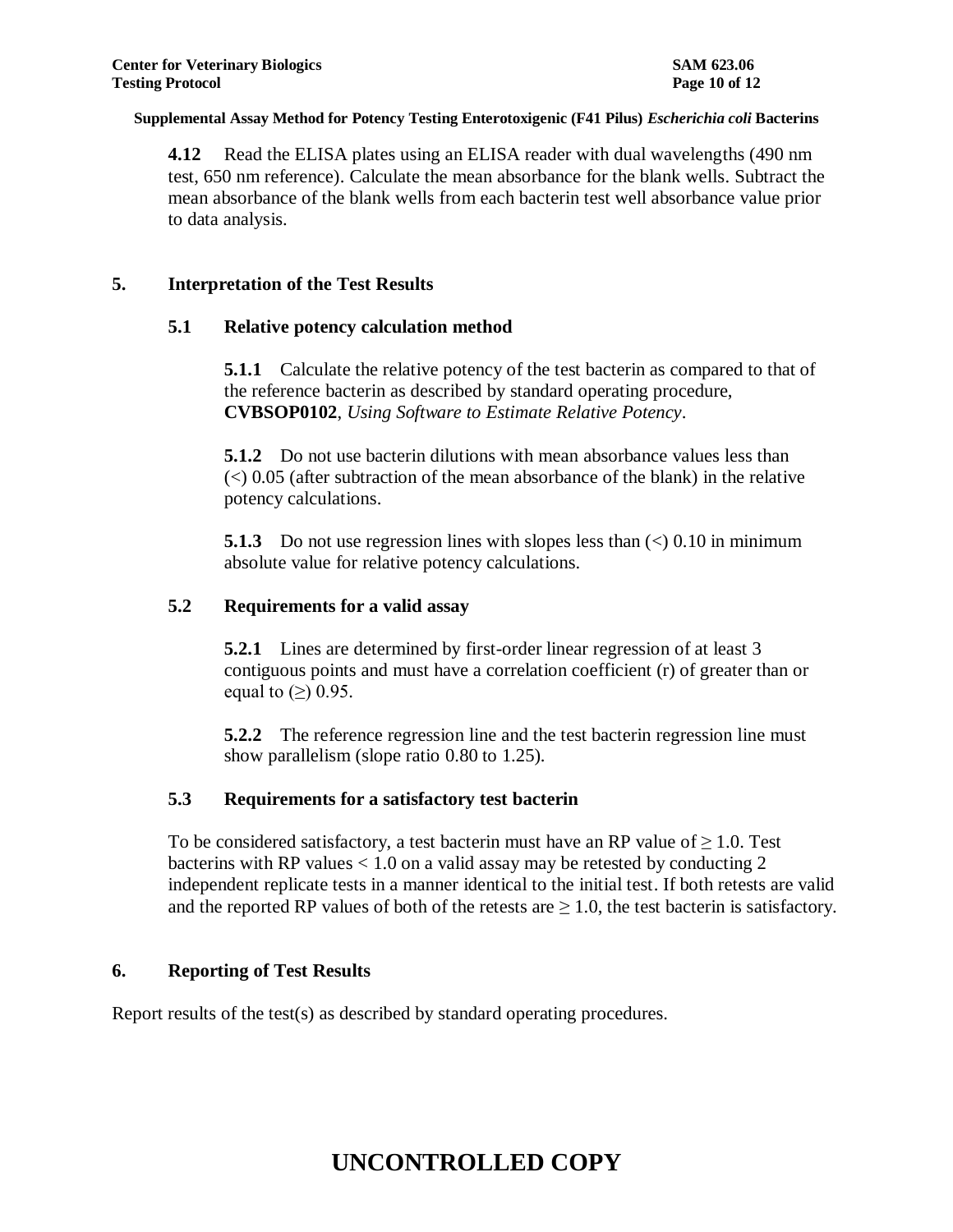**4.12** Read the ELISA plates using an ELISA reader with dual wavelengths (490 nm test, 650 nm reference). Calculate the mean absorbance for the blank wells. Subtract the mean absorbance of the blank wells from each bacterin test well absorbance value prior to data analysis.

## 5. Interpretation of the Test Results

### 5.1 Relative potency calculation method

**5.1.1** Calculate the relative potency of the test bacterin as compared to that of the reference bacterin as described by standard operating procedure, **CVBSOP0102**, *Using Software to Estimate Relative Potency*.

**5.1.2** Do not use bacterin dilutions with mean absorbance values less than (<) 0.05 (after subtraction of the mean absorbance of the blank) in the relative potency calculations.

**5.1.3** Do not use regression lines with slopes less than (<) 0.10 in minimum absolute value for relative potency calculations.

### 5.2 Requirements for a valid assay

**5.2.1** Lines are determined by first-order linear regression of at least 3 contiguous points and must have a correlation coefficient (r) of greater than or equal to (≥) 0.95.

**5.2.2** The reference regression line and the test bacterin regression line must show parallelism (slope ratio 0.80 to 1.25).

### 5.3 Requirements for a satisfactory test bacterin

To be considered satisfactory, a test bacterin must have an RP value of ≥ 1.0. Test bacterins with RP values < 1.0 on a valid assay may be retested by conducting 2 independent replicate tests in a manner identical to the initial test. If both retests are valid and the reported RP values of both of the retests are ≥ 1.0, the test bacterin is satisfactory.

## 6. Reporting of Test Results

Report results of the test(s) as described by standard operating procedures.

**UNCONTROLLED COPY**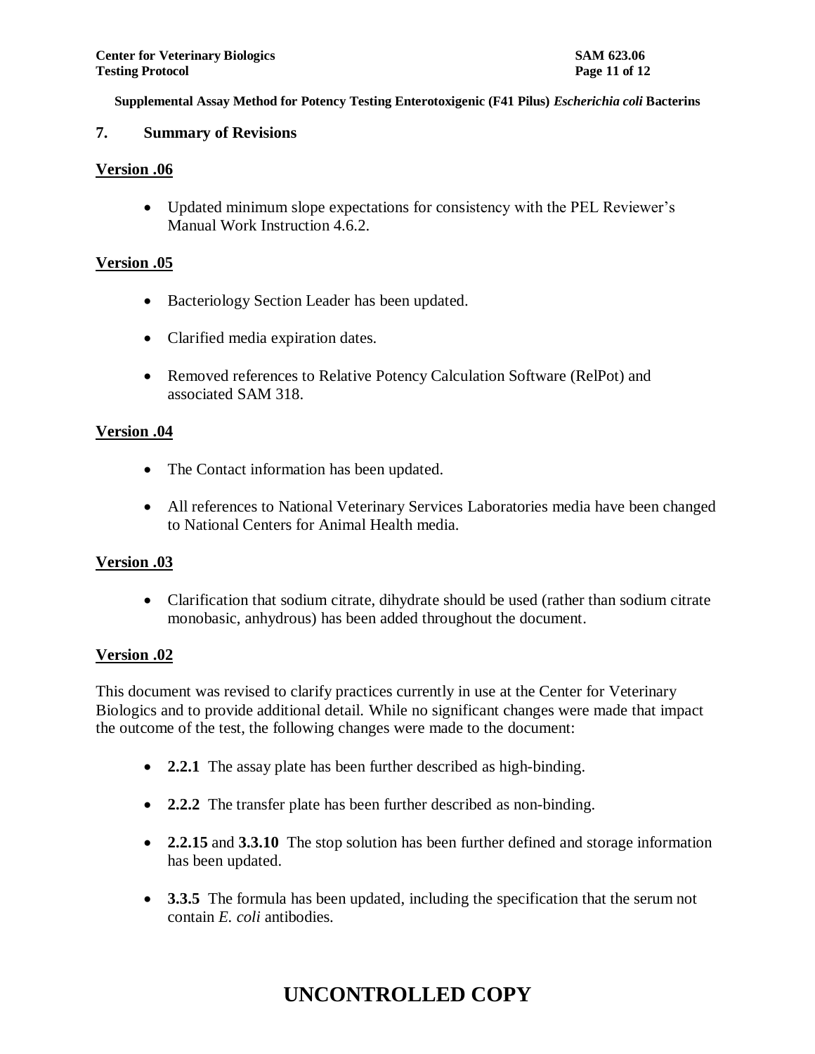## 7. Summary of Revisions

**Version .06**

- Updated minimum slope expectations for consistency with the PEL Reviewer's Manual Work Instruction 4.6.2.

**Version .05**

- Bacteriology Section Leader has been updated.
- Clarified media expiration dates.
- Removed references to Relative Potency Calculation Software (RelPot) and associated SAM 318.

**Version .04**

- The Contact information has been updated.
- All references to National Veterinary Services Laboratories media have been changed to National Centers for Animal Health media.

**Version .03**

- Clarification that sodium citrate, dihydrate should be used (rather than sodium citrate monobasic, anhydrous) has been added throughout the document.

**Version .02**

This document was revised to clarify practices currently in use at the Center for Veterinary Biologics and to provide additional detail. While no significant changes were made that impact the outcome of the test, the following changes were made to the document:

- **2.2.1** The assay plate has been further described as high-binding.
- **2.2.2** The transfer plate has been further described as non-binding.
- **2.2.15** and **3.3.10** The stop solution has been further defined and storage information has been updated.
- **3.3.5** The formula has been updated, including the specification that the serum not contain *E. coli* antibodies.

**UNCONTROLLED COPY**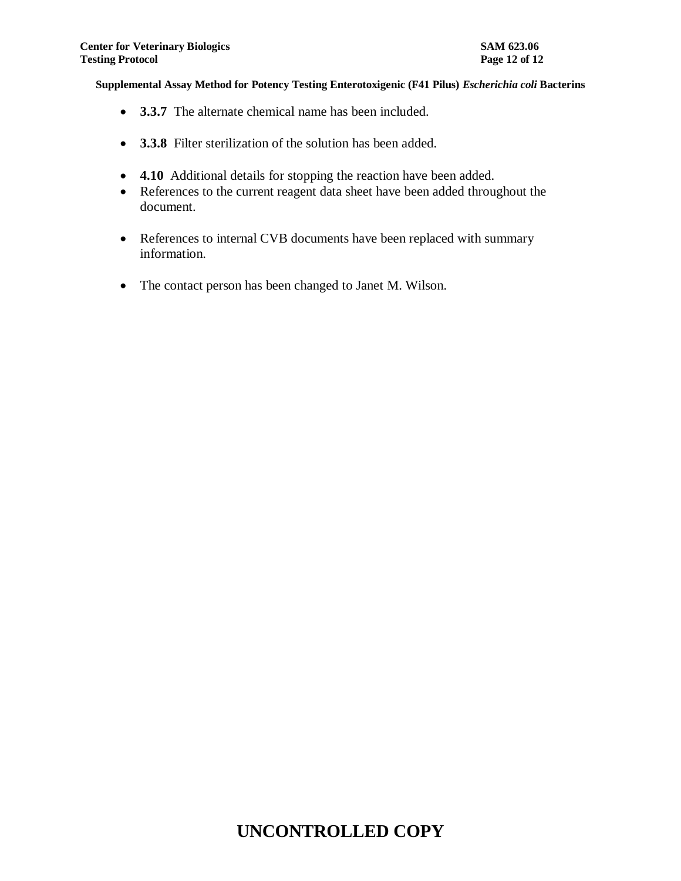- **3.3.7** The alternate chemical name has been included.

- **3.3.8** Filter sterilization of the solution has been added.

- **4.10** Additional details for stopping the reaction have been added.
- References to the current reagent data sheet have been added throughout the document.

- References to internal CVB documents have been replaced with summary information.

- The contact person has been changed to Janet M. Wilson.

**UNCONTROLLED COPY**